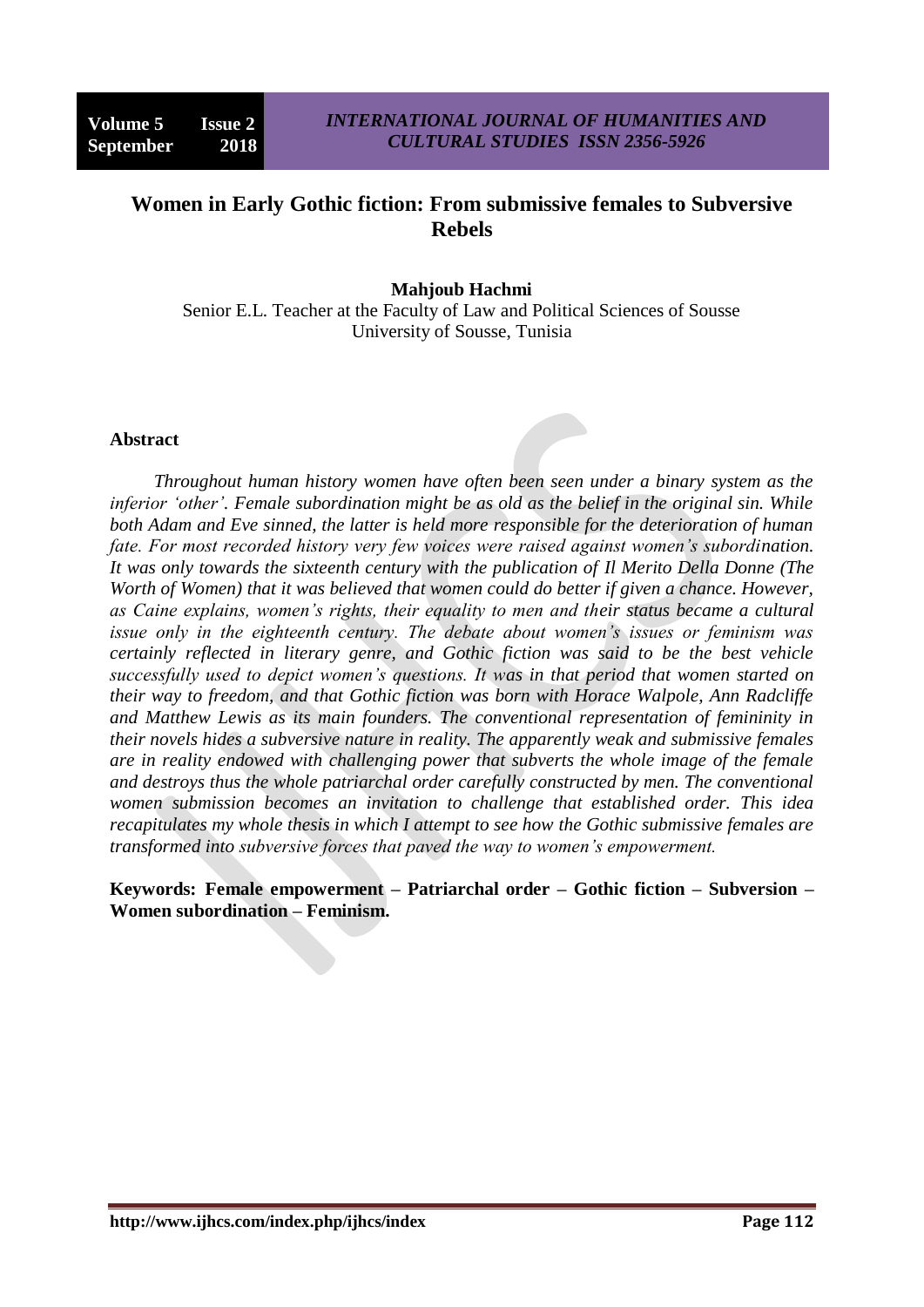# Women in Early Gothic fiction: From submissive females to Subversive Rebels

**Mahjoub Hachmi**

Senior E.L. Teacher at the Faculty of Law and Political Sciences of Sousse
University of Sousse, Tunisia

## Abstract

*Throughout human history women have often been seen under a binary system as the inferior 'other'. Female subordination might be as old as the belief in the original sin. While both Adam and Eve sinned, the latter is held more responsible for the deterioration of human fate. For most recorded history very few voices were raised against women's subordination. It was only towards the sixteenth century with the publication of Il Merito Della Donne (The Worth of Women) that it was believed that women could do better if given a chance. However, as Caine explains, women's rights, their equality to men and their status became a cultural issue only in the eighteenth century. The debate about women's issues or feminism was certainly reflected in literary genre, and Gothic fiction was said to be the best vehicle successfully used to depict women's questions. It was in that period that women started on their way to freedom, and that Gothic fiction was born with Horace Walpole, Ann Radcliffe and Matthew Lewis as its main founders. The conventional representation of femininity in their novels hides a subversive nature in reality. The apparently weak and submissive females are in reality endowed with challenging power that subverts the whole image of the female and destroys thus the whole patriarchal order carefully constructed by men. The conventional women submission becomes an invitation to challenge that established order. This idea recapitulates my whole thesis in which I attempt to see how the Gothic submissive females are transformed into subversive forces that paved the way to women's empowerment.*

**Keywords: Female empowerment – Patriarchal order – Gothic fiction – Subversion – Women subordination – Feminism.**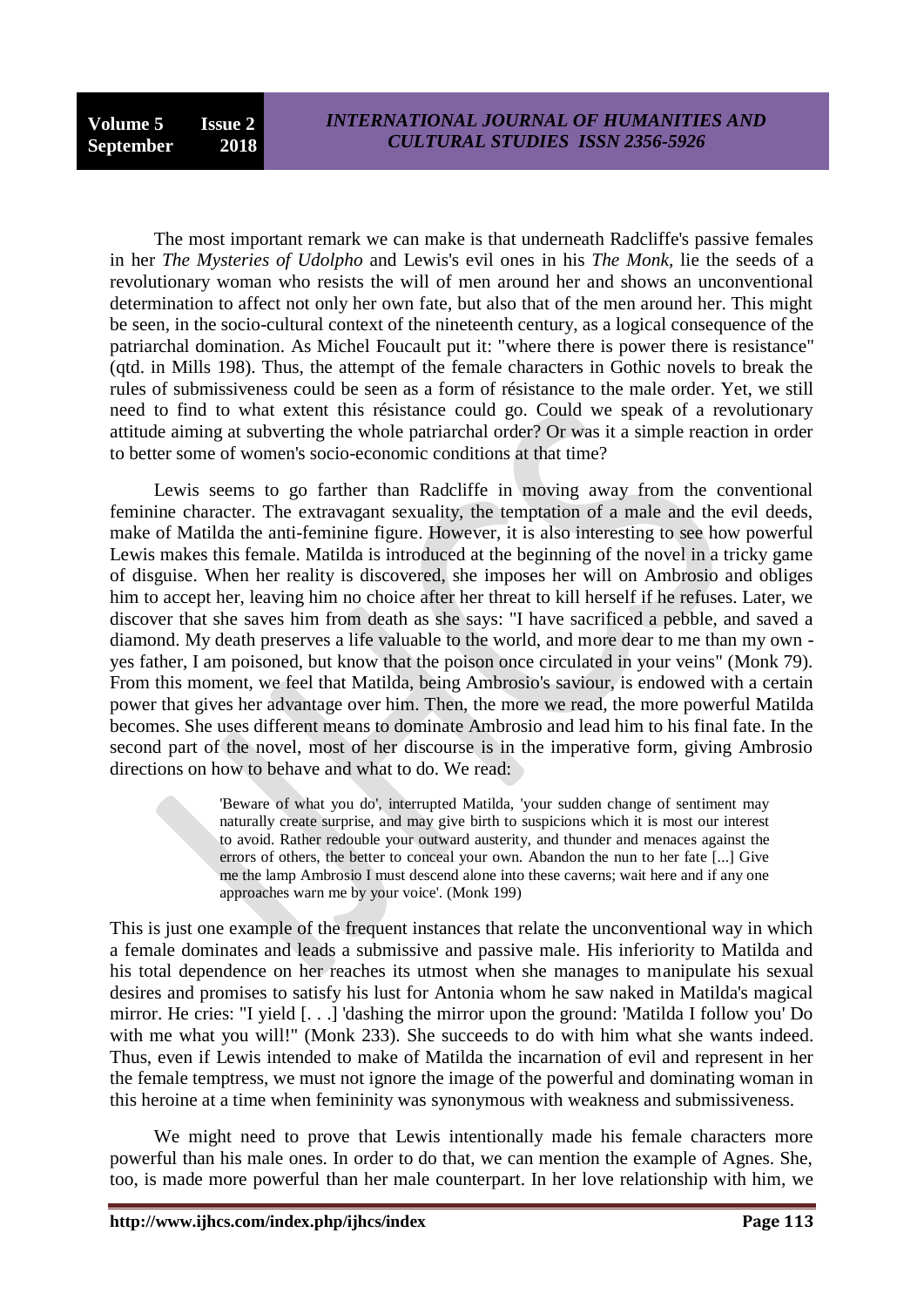The most important remark we can make is that underneath Radcliffe's passive females in her *The Mysteries of Udolpho* and Lewis's evil ones in his *The Monk*, lie the seeds of a revolutionary woman who resists the will of men around her and shows an unconventional determination to affect not only her own fate, but also that of the men around her. This might be seen, in the socio-cultural context of the nineteenth century, as a logical consequence of the patriarchal domination. As Michel Foucault put it: "where there is power there is resistance" (qtd. in Mills 198). Thus, the attempt of the female characters in Gothic novels to break the rules of submissiveness could be seen as a form of résistance to the male order. Yet, we still need to find to what extent this résistance could go. Could we speak of a revolutionary attitude aiming at subverting the whole patriarchal order? Or was it a simple reaction in order to better some of women's socio-economic conditions at that time?

Lewis seems to go farther than Radcliffe in moving away from the conventional feminine character. The extravagant sexuality, the temptation of a male and the evil deeds, make of Matilda the anti-feminine figure. However, it is also interesting to see how powerful Lewis makes this female. Matilda is introduced at the beginning of the novel in a tricky game of disguise. When her reality is discovered, she imposes her will on Ambrosio and obliges him to accept her, leaving him no choice after her threat to kill herself if he refuses. Later, we discover that she saves him from death as she says: "I have sacrificed a pebble, and saved a diamond. My death preserves a life valuable to the world, and more dear to me than my own - yes father, I am poisoned, but know that the poison once circulated in your veins" (Monk 79). From this moment, we feel that Matilda, being Ambrosio's saviour, is endowed with a certain power that gives her advantage over him. Then, the more we read, the more powerful Matilda becomes. She uses different means to dominate Ambrosio and lead him to his final fate. In the second part of the novel, most of her discourse is in the imperative form, giving Ambrosio directions on how to behave and what to do. We read:

> 'Beware of what you do', interrupted Matilda, 'your sudden change of sentiment may naturally create surprise, and may give birth to suspicions which it is most our interest to avoid. Rather redouble your outward austerity, and thunder and menaces against the errors of others, the better to conceal your own. Abandon the nun to her fate [...] Give me the lamp Ambrosio I must descend alone into these caverns; wait here and if any one approaches warn me by your voice'. (Monk 199)

This is just one example of the frequent instances that relate the unconventional way in which a female dominates and leads a submissive and passive male. His inferiority to Matilda and his total dependence on her reaches its utmost when she manages to manipulate his sexual desires and promises to satisfy his lust for Antonia whom he saw naked in Matilda's magical mirror. He cries: "I yield [. . .] 'dashing the mirror upon the ground: 'Matilda I follow you' Do with me what you will!" (Monk 233). She succeeds to do with him what she wants indeed. Thus, even if Lewis intended to make of Matilda the incarnation of evil and represent in her the female temptress, we must not ignore the image of the powerful and dominating woman in this heroine at a time when femininity was synonymous with weakness and submissiveness.

We might need to prove that Lewis intentionally made his female characters more powerful than his male ones. In order to do that, we can mention the example of Agnes. She, too, is made more powerful than her male counterpart. In her love relationship with him, we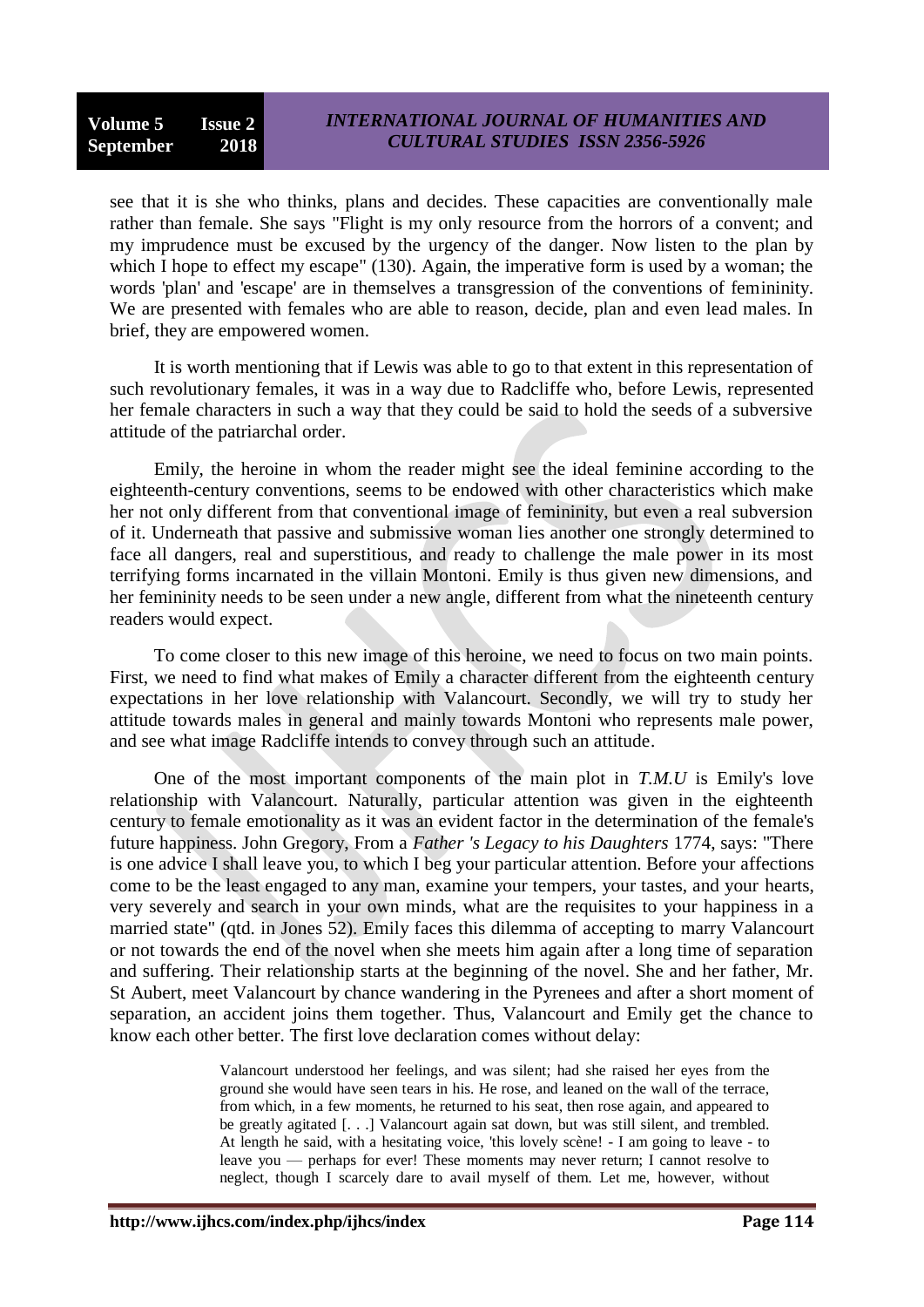see that it is she who thinks, plans and decides. These capacities are conventionally male rather than female. She says "Flight is my only resource from the horrors of a convent; and my imprudence must be excused by the urgency of the danger. Now listen to the plan by which I hope to effect my escape" (130). Again, the imperative form is used by a woman; the words 'plan' and 'escape' are in themselves a transgression of the conventions of femininity. We are presented with females who are able to reason, decide, plan and even lead males. In brief, they are empowered women.

It is worth mentioning that if Lewis was able to go to that extent in this representation of such revolutionary females, it was in a way due to Radcliffe who, before Lewis, represented her female characters in such a way that they could be said to hold the seeds of a subversive attitude of the patriarchal order.

Emily, the heroine in whom the reader might see the ideal feminine according to the eighteenth-century conventions, seems to be endowed with other characteristics which make her not only different from that conventional image of femininity, but even a real subversion of it. Underneath that passive and submissive woman lies another one strongly determined to face all dangers, real and superstitious, and ready to challenge the male power in its most terrifying forms incarnated in the villain Montoni. Emily is thus given new dimensions, and her femininity needs to be seen under a new angle, different from what the nineteenth century readers would expect.

To come closer to this new image of this heroine, we need to focus on two main points. First, we need to find what makes of Emily a character different from the eighteenth century expectations in her love relationship with Valancourt. Secondly, we will try to study her attitude towards males in general and mainly towards Montoni who represents male power, and see what image Radcliffe intends to convey through such an attitude.

One of the most important components of the main plot in *T.M.U* is Emily's love relationship with Valancourt. Naturally, particular attention was given in the eighteenth century to female emotionality as it was an evident factor in the determination of the female's future happiness. John Gregory, From a *Father 's Legacy to his Daughters* 1774, says: "There is one advice I shall leave you, to which I beg your particular attention. Before your affections come to be the least engaged to any man, examine your tempers, your tastes, and your hearts, very severely and search in your own minds, what are the requisites to your happiness in a married state" (qtd. in Jones 52). Emily faces this dilemma of accepting to marry Valancourt or not towards the end of the novel when she meets him again after a long time of separation and suffering. Their relationship starts at the beginning of the novel. She and her father, Mr. St Aubert, meet Valancourt by chance wandering in the Pyrenees and after a short moment of separation, an accident joins them together. Thus, Valancourt and Emily get the chance to know each other better. The first love declaration comes without delay:

> Valancourt understood her feelings, and was silent; had she raised her eyes from the ground she would have seen tears in his. He rose, and leaned on the wall of the terrace, from which, in a few moments, he returned to his seat, then rose again, and appeared to be greatly agitated [. . .] Valancourt again sat down, but was still silent, and trembled. At length he said, with a hesitating voice, 'this lovely scène! - I am going to leave - to leave you — perhaps for ever! These moments may never return; I cannot resolve to neglect, though I scarcely dare to avail myself of them. Let me, however, without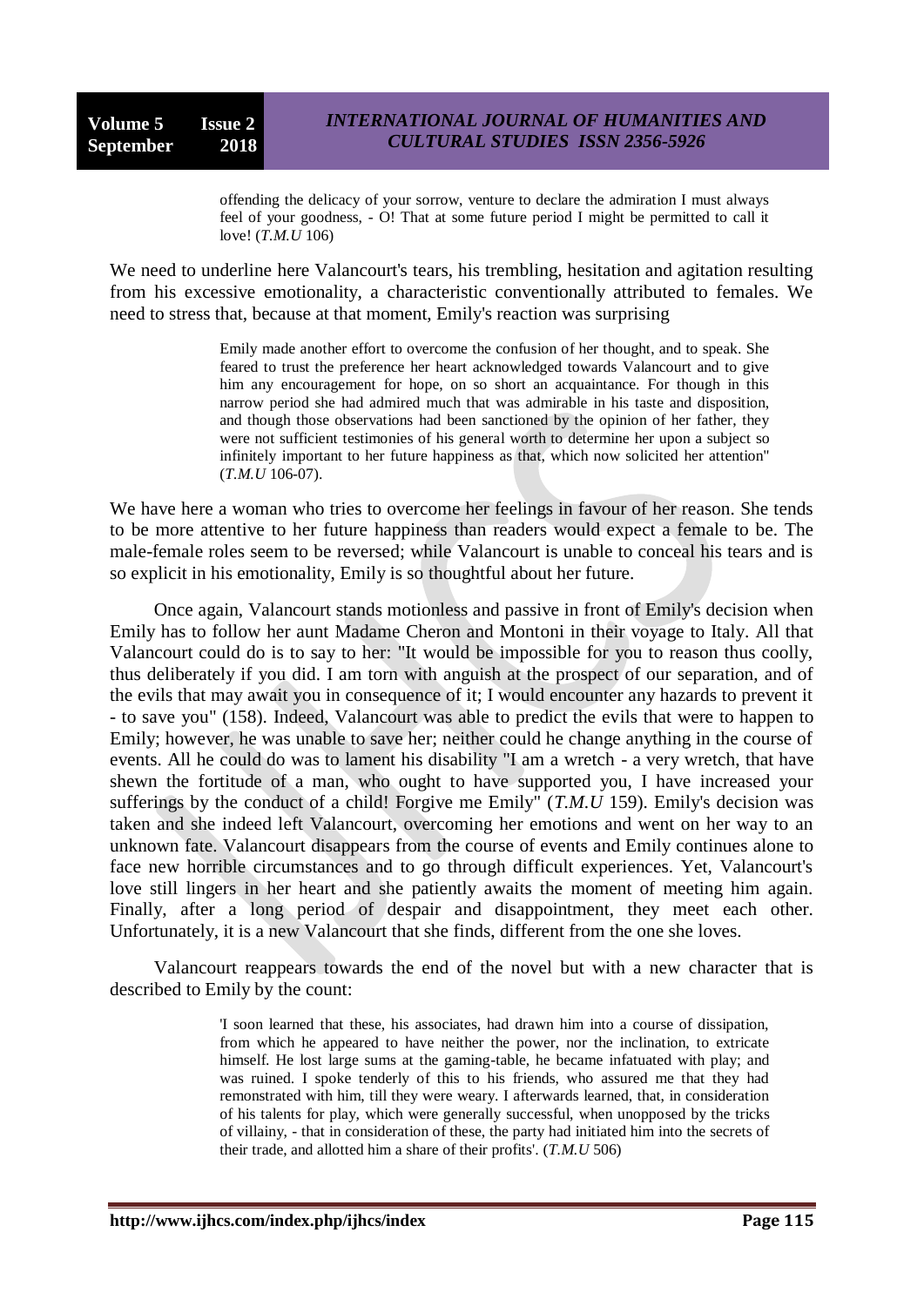> offending the delicacy of your sorrow, venture to declare the admiration I must always feel of your goodness, - O! That at some future period I might be permitted to call it love! (*T.M.U* 106)

We need to underline here Valancourt's tears, his trembling, hesitation and agitation resulting from his excessive emotionality, a characteristic conventionally attributed to females. We need to stress that, because at that moment, Emily's reaction was surprising

> Emily made another effort to overcome the confusion of her thought, and to speak. She feared to trust the preference her heart acknowledged towards Valancourt and to give him any encouragement for hope, on so short an acquaintance. For though in this narrow period she had admired much that was admirable in his taste and disposition, and though those observations had been sanctioned by the opinion of her father, they were not sufficient testimonies of his general worth to determine her upon a subject so infinitely important to her future happiness as that, which now solicited her attention" (*T.M.U* 106-07).

We have here a woman who tries to overcome her feelings in favour of her reason. She tends to be more attentive to her future happiness than readers would expect a female to be. The male-female roles seem to be reversed; while Valancourt is unable to conceal his tears and is so explicit in his emotionality, Emily is so thoughtful about her future.

Once again, Valancourt stands motionless and passive in front of Emily's decision when Emily has to follow her aunt Madame Cheron and Montoni in their voyage to Italy. All that Valancourt could do is to say to her: "It would be impossible for you to reason thus coolly, thus deliberately if you did. I am torn with anguish at the prospect of our separation, and of the evils that may await you in consequence of it; I would encounter any hazards to prevent it - to save you" (158). Indeed, Valancourt was able to predict the evils that were to happen to Emily; however, he was unable to save her; neither could he change anything in the course of events. All he could do was to lament his disability "I am a wretch - a very wretch, that have shewn the fortitude of a man, who ought to have supported you, I have increased your sufferings by the conduct of a child! Forgive me Emily" (*T.M.U* 159). Emily's decision was taken and she indeed left Valancourt, overcoming her emotions and went on her way to an unknown fate. Valancourt disappears from the course of events and Emily continues alone to face new horrible circumstances and to go through difficult experiences. Yet, Valancourt's love still lingers in her heart and she patiently awaits the moment of meeting him again. Finally, after a long period of despair and disappointment, they meet each other. Unfortunately, it is a new Valancourt that she finds, different from the one she loves.

Valancourt reappears towards the end of the novel but with a new character that is described to Emily by the count:

> 'I soon learned that these, his associates, had drawn him into a course of dissipation, from which he appeared to have neither the power, nor the inclination, to extricate himself. He lost large sums at the gaming-table, he became infatuated with play; and was ruined. I spoke tenderly of this to his friends, who assured me that they had remonstrated with him, till they were weary. I afterwards learned, that, in consideration of his talents for play, which were generally successful, when unopposed by the tricks of villainy, - that in consideration of these, the party had initiated him into the secrets of their trade, and allotted him a share of their profits'. (*T.M.U* 506)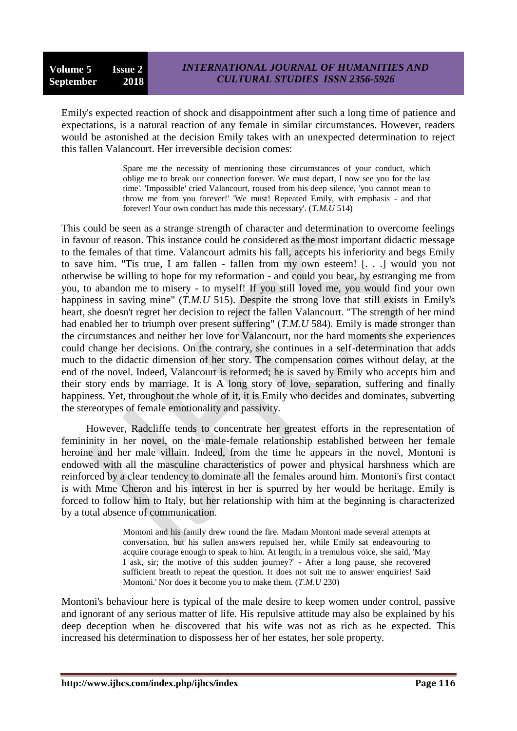Emily's expected reaction of shock and disappointment after such a long time of patience and expectations, is a natural reaction of any female in similar circumstances. However, readers would be astonished at the decision Emily takes with an unexpected determination to reject this fallen Valancourt. Her irreversible decision comes:

> Spare me the necessity of mentioning those circumstances of your conduct, which oblige me to break our connection forever. We must depart, I now see you for the last time'. 'Impossible' cried Valancourt, roused from his deep silence, 'you cannot mean to throw me from you forever!' 'We must! Repeated Emily, with emphasis - and that forever! Your own conduct has made this necessary'. (*T.M.U* 514)

This could be seen as a strange strength of character and determination to overcome feelings in favour of reason. This instance could be considered as the most important didactic message to the females of that time. Valancourt admits his fall, accepts his inferiority and begs Emily to save him. "Tis true, I am fallen - fallen from my own esteem! [. . .] would you not otherwise be willing to hope for my reformation - and could you bear, by estranging me from you, to abandon me to misery - to myself! If you still loved me, you would find your own happiness in saving mine" (*T.M.U* 515). Despite the strong love that still exists in Emily's heart, she doesn't regret her decision to reject the fallen Valancourt. "The strength of her mind had enabled her to triumph over present suffering" (*T.M.U* 584). Emily is made stronger than the circumstances and neither her love for Valancourt, nor the hard moments she experiences could change her decisions. On the contrary, she continues in a self-determination that adds much to the didactic dimension of her story. The compensation comes without delay, at the end of the novel. Indeed, Valancourt is reformed; he is saved by Emily who accepts him and their story ends by marriage. It is A long story of love, separation, suffering and finally happiness. Yet, throughout the whole of it, it is Emily who decides and dominates, subverting the stereotypes of female emotionality and passivity.

However, Radcliffe tends to concentrate her greatest efforts in the representation of femininity in her novel, on the male-female relationship established between her female heroine and her male villain. Indeed, from the time he appears in the novel, Montoni is endowed with all the masculine characteristics of power and physical harshness which are reinforced by a clear tendency to dominate all the females around him. Montoni's first contact is with Mme Cheron and his interest in her is spurred by her would be heritage. Emily is forced to follow him to Italy, but her relationship with him at the beginning is characterized by a total absence of communication.

> Montoni and his family drew round the fire. Madam Montoni made several attempts at conversation, but his sullen answers repulsed her, while Emily sat endeavouring to acquire courage enough to speak to him. At length, in a tremulous voice, she said, 'May I ask, sir; the motive of this sudden journey?' - After a long pause, she recovered sufficient breath to repeat the question. It does not suit me to answer enquiries! Said Montoni.' Nor does it become you to make them. (*T.M.U* 230)

Montoni's behaviour here is typical of the male desire to keep women under control, passive and ignorant of any serious matter of life. His repulsive attitude may also be explained by his deep deception when he discovered that his wife was not as rich as he expected. This increased his determination to dispossess her of her estates, her sole property.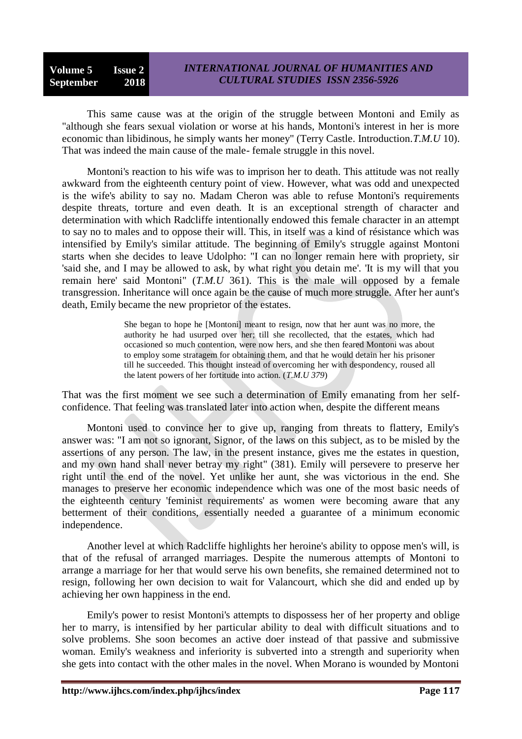This same cause was at the origin of the struggle between Montoni and Emily as "although she fears sexual violation or worse at his hands, Montoni's interest in her is more economic than libidinous, he simply wants her money" (Terry Castle. Introduction.*T.M.U* 10). That was indeed the main cause of the male- female struggle in this novel.

Montoni's reaction to his wife was to imprison her to death. This attitude was not really awkward from the eighteenth century point of view. However, what was odd and unexpected is the wife's ability to say no. Madam Cheron was able to refuse Montoni's requirements despite threats, torture and even death. It is an exceptional strength of character and determination with which Radcliffe intentionally endowed this female character in an attempt to say no to males and to oppose their will. This, in itself was a kind of résistance which was intensified by Emily's similar attitude. The beginning of Emily's struggle against Montoni starts when she decides to leave Udolpho: "I can no longer remain here with propriety, sir 'said she, and I may be allowed to ask, by what right you detain me'. 'It is my will that you remain here' said Montoni" (*T.M.U* 361). This is the male will opposed by a female transgression. Inheritance will once again be the cause of much more struggle. After her aunt's death, Emily became the new proprietor of the estates.

> She began to hope he [Montoni] meant to resign, now that her aunt was no more, the authority he had usurped over her; till she recollected, that the estates, which had occasioned so much contention, were now hers, and she then feared Montoni was about to employ some stratagem for obtaining them, and that he would detain her his prisoner till he succeeded. This thought instead of overcoming her with despondency, roused all the latent powers of her fortitude into action. (*T.M.U 379*)

That was the first moment we see such a determination of Emily emanating from her self-confidence. That feeling was translated later into action when, despite the different means

Montoni used to convince her to give up, ranging from threats to flattery, Emily's answer was: "I am not so ignorant, Signor, of the laws on this subject, as to be misled by the assertions of any person. The law, in the present instance, gives me the estates in question, and my own hand shall never betray my right" (381). Emily will persevere to preserve her right until the end of the novel. Yet unlike her aunt, she was victorious in the end. She manages to preserve her economic independence which was one of the most basic needs of the eighteenth century 'feminist requirements' as women were becoming aware that any betterment of their conditions, essentially needed a guarantee of a minimum economic independence.

Another level at which Radcliffe highlights her heroine's ability to oppose men's will, is that of the refusal of arranged marriages. Despite the numerous attempts of Montoni to arrange a marriage for her that would serve his own benefits, she remained determined not to resign, following her own decision to wait for Valancourt, which she did and ended up by achieving her own happiness in the end.

Emily's power to resist Montoni's attempts to dispossess her of her property and oblige her to marry, is intensified by her particular ability to deal with difficult situations and to solve problems. She soon becomes an active doer instead of that passive and submissive woman. Emily's weakness and inferiority is subverted into a strength and superiority when she gets into contact with the other males in the novel. When Morano is wounded by Montoni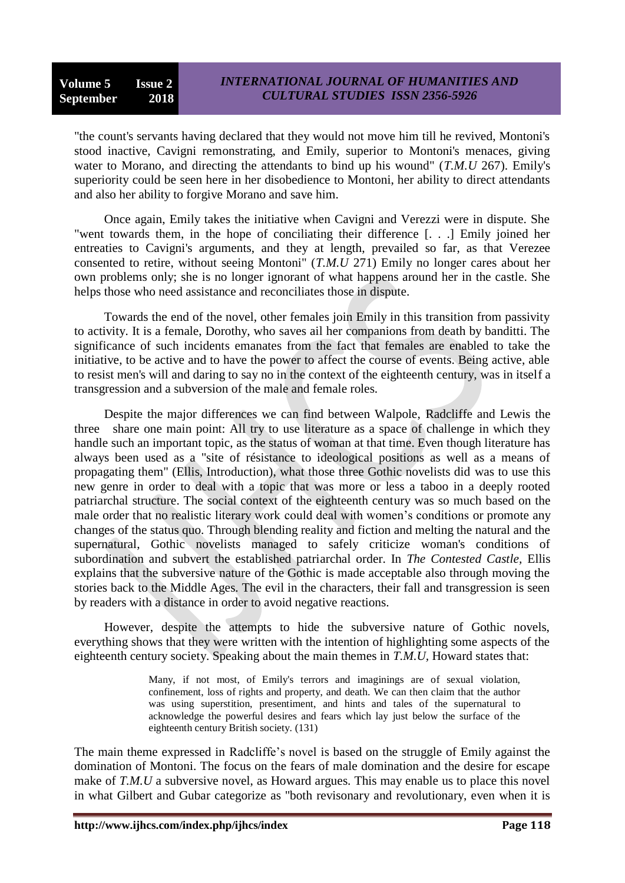"the count's servants having declared that they would not move him till he revived, Montoni's stood inactive, Cavigni remonstrating, and Emily, superior to Montoni's menaces, giving water to Morano, and directing the attendants to bind up his wound" (*T.M.U* 267). Emily's superiority could be seen here in her disobedience to Montoni, her ability to direct attendants and also her ability to forgive Morano and save him.

Once again, Emily takes the initiative when Cavigni and Verezzi were in dispute. She "went towards them, in the hope of conciliating their difference [. . .] Emily joined her entreaties to Cavigni's arguments, and they at length, prevailed so far, as that Verezee consented to retire, without seeing Montoni" (*T.M.U* 271) Emily no longer cares about her own problems only; she is no longer ignorant of what happens around her in the castle. She helps those who need assistance and reconciliates those in dispute.

Towards the end of the novel, other females join Emily in this transition from passivity to activity. It is a female, Dorothy, who saves ail her companions from death by banditti. The significance of such incidents emanates from the fact that females are enabled to take the initiative, to be active and to have the power to affect the course of events. Being active, able to resist men's will and daring to say no in the context of the eighteenth century, was in itself a transgression and a subversion of the male and female roles.

Despite the major differences we can find between Walpole, Radcliffe and Lewis the three share one main point: All try to use literature as a space of challenge in which they handle such an important topic, as the status of woman at that time. Even though literature has always been used as a "site of résistance to ideological positions as well as a means of propagating them" (Ellis, Introduction), what those three Gothic novelists did was to use this new genre in order to deal with a topic that was more or less a taboo in a deeply rooted patriarchal structure. The social context of the eighteenth century was so much based on the male order that no realistic literary work could deal with women's conditions or promote any changes of the status quo. Through blending reality and fiction and melting the natural and the supernatural, Gothic novelists managed to safely criticize woman's conditions of subordination and subvert the established patriarchal order. In *The Contested Castle,* Ellis explains that the subversive nature of the Gothic is made acceptable also through moving the stories back to the Middle Ages. The evil in the characters, their fall and transgression is seen by readers with a distance in order to avoid negative reactions.

However, despite the attempts to hide the subversive nature of Gothic novels, everything shows that they were written with the intention of highlighting some aspects of the eighteenth century society. Speaking about the main themes in *T.M.U,* Howard states that:

> Many, if not most, of Emily's terrors and imaginings are of sexual violation, confinement, loss of rights and property, and death. We can then claim that the author was using superstition, presentiment, and hints and tales of the supernatural to acknowledge the powerful desires and fears which lay just below the surface of the eighteenth century British society. (131)

The main theme expressed in Radcliffe's novel is based on the struggle of Emily against the domination of Montoni. The focus on the fears of male domination and the desire for escape make of *T.M.U* a subversive novel, as Howard argues. This may enable us to place this novel in what Gilbert and Gubar categorize as "both revisonary and revolutionary, even when it is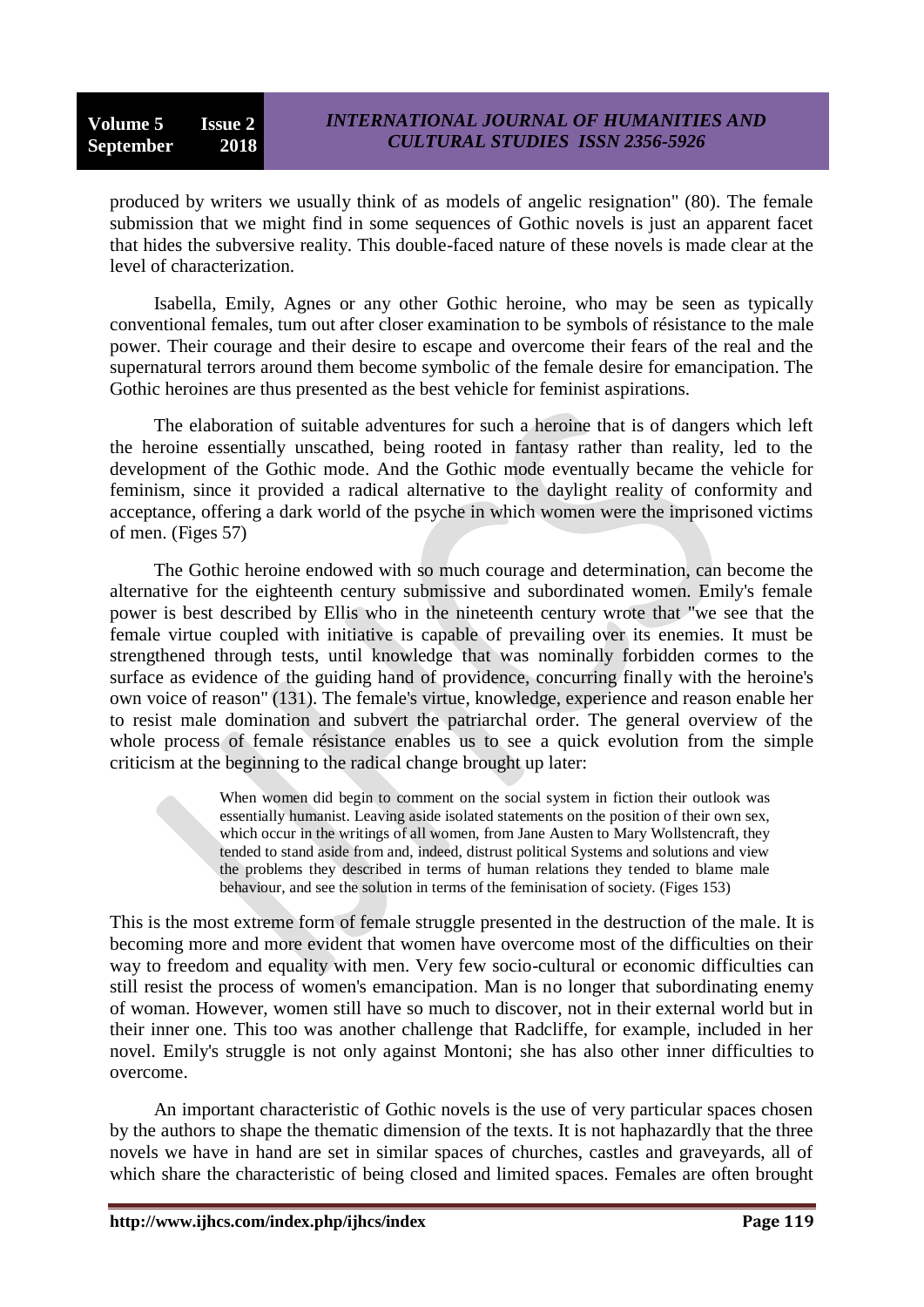produced by writers we usually think of as models of angelic resignation" (80). The female submission that we might find in some sequences of Gothic novels is just an apparent facet that hides the subversive reality. This double-faced nature of these novels is made clear at the level of characterization.

Isabella, Emily, Agnes or any other Gothic heroine, who may be seen as typically conventional females, tum out after closer examination to be symbols of résistance to the male power. Their courage and their desire to escape and overcome their fears of the real and the supernatural terrors around them become symbolic of the female desire for emancipation. The Gothic heroines are thus presented as the best vehicle for feminist aspirations.

The elaboration of suitable adventures for such a heroine that is of dangers which left the heroine essentially unscathed, being rooted in fantasy rather than reality, led to the development of the Gothic mode. And the Gothic mode eventually became the vehicle for feminism, since it provided a radical alternative to the daylight reality of conformity and acceptance, offering a dark world of the psyche in which women were the imprisoned victims of men. (Figes 57)

The Gothic heroine endowed with so much courage and determination, can become the alternative for the eighteenth century submissive and subordinated women. Emily's female power is best described by Ellis who in the nineteenth century wrote that "we see that the female virtue coupled with initiative is capable of prevailing over its enemies. It must be strengthened through tests, until knowledge that was nominally forbidden cormes to the surface as evidence of the guiding hand of providence, concurring finally with the heroine's own voice of reason" (131). The female's virtue, knowledge, experience and reason enable her to resist male domination and subvert the patriarchal order. The general overview of the whole process of female résistance enables us to see a quick evolution from the simple criticism at the beginning to the radical change brought up later:

> When women did begin to comment on the social system in fiction their outlook was essentially humanist. Leaving aside isolated statements on the position of their own sex, which occur in the writings of all women, from Jane Austen to Mary Wollstencraft, they tended to stand aside from and, indeed, distrust political Systems and solutions and view the problems they described in terms of human relations they tended to blame male behaviour, and see the solution in terms of the feminisation of society. (Figes 153)

This is the most extreme form of female struggle presented in the destruction of the male. It is becoming more and more evident that women have overcome most of the difficulties on their way to freedom and equality with men. Very few socio-cultural or economic difficulties can still resist the process of women's emancipation. Man is no longer that subordinating enemy of woman. However, women still have so much to discover, not in their external world but in their inner one. This too was another challenge that Radcliffe, for example, included in her novel. Emily's struggle is not only against Montoni; she has also other inner difficulties to overcome.

An important characteristic of Gothic novels is the use of very particular spaces chosen by the authors to shape the thematic dimension of the texts. It is not haphazardly that the three novels we have in hand are set in similar spaces of churches, castles and graveyards, all of which share the characteristic of being closed and limited spaces. Females are often brought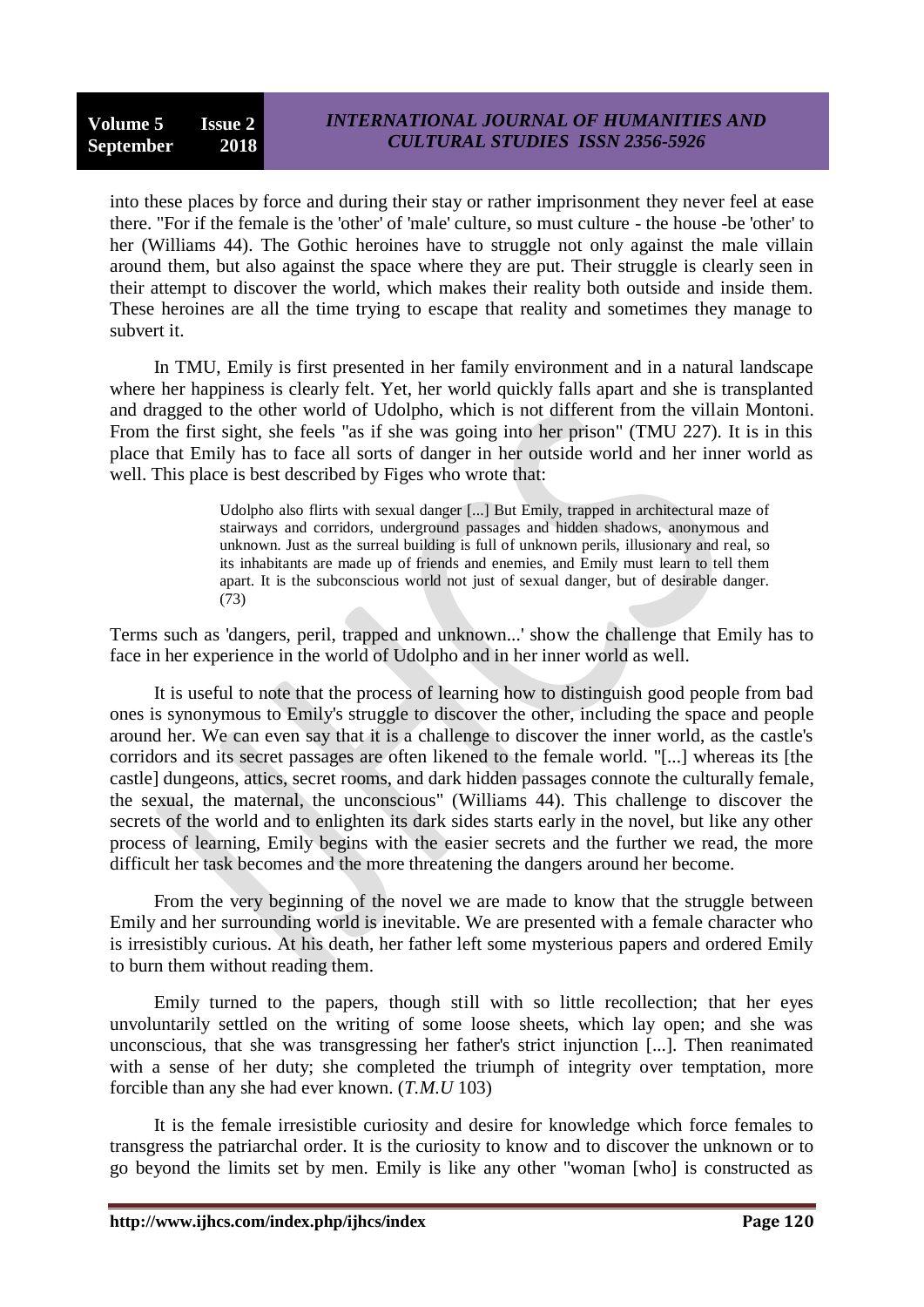into these places by force and during their stay or rather imprisonment they never feel at ease there. "For if the female is the 'other' of 'male' culture, so must culture - the house -be 'other' to her (Williams 44). The Gothic heroines have to struggle not only against the male villain around them, but also against the space where they are put. Their struggle is clearly seen in their attempt to discover the world, which makes their reality both outside and inside them. These heroines are all the time trying to escape that reality and sometimes they manage to subvert it.

In TMU, Emily is first presented in her family environment and in a natural landscape where her happiness is clearly felt. Yet, her world quickly falls apart and she is transplanted and dragged to the other world of Udolpho, which is not different from the villain Montoni. From the first sight, she feels "as if she was going into her prison" (TMU 227). It is in this place that Emily has to face all sorts of danger in her outside world and her inner world as well. This place is best described by Figes who wrote that:

> Udolpho also flirts with sexual danger [...] But Emily, trapped in architectural maze of stairways and corridors, underground passages and hidden shadows, anonymous and unknown. Just as the surreal building is full of unknown perils, illusionary and real, so its inhabitants are made up of friends and enemies, and Emily must learn to tell them apart. It is the subconscious world not just of sexual danger, but of desirable danger. (73)

Terms such as 'dangers, peril, trapped and unknown...' show the challenge that Emily has to face in her experience in the world of Udolpho and in her inner world as well.

It is useful to note that the process of learning how to distinguish good people from bad ones is synonymous to Emily's struggle to discover the other, including the space and people around her. We can even say that it is a challenge to discover the inner world, as the castle's corridors and its secret passages are often likened to the female world. "[...] whereas its [the castle] dungeons, attics, secret rooms, and dark hidden passages connote the culturally female, the sexual, the maternal, the unconscious" (Williams 44). This challenge to discover the secrets of the world and to enlighten its dark sides starts early in the novel, but like any other process of learning, Emily begins with the easier secrets and the further we read, the more difficult her task becomes and the more threatening the dangers around her become.

From the very beginning of the novel we are made to know that the struggle between Emily and her surrounding world is inevitable. We are presented with a female character who is irresistibly curious. At his death, her father left some mysterious papers and ordered Emily to burn them without reading them.

Emily turned to the papers, though still with so little recollection; that her eyes unvoluntarily settled on the writing of some loose sheets, which lay open; and she was unconscious, that she was transgressing her father's strict injunction [...]. Then reanimated with a sense of her duty; she completed the triumph of integrity over temptation, more forcible than any she had ever known. (*T.M.U* 103)

It is the female irresistible curiosity and desire for knowledge which force females to transgress the patriarchal order. It is the curiosity to know and to discover the unknown or to go beyond the limits set by men. Emily is like any other "woman [who] is constructed as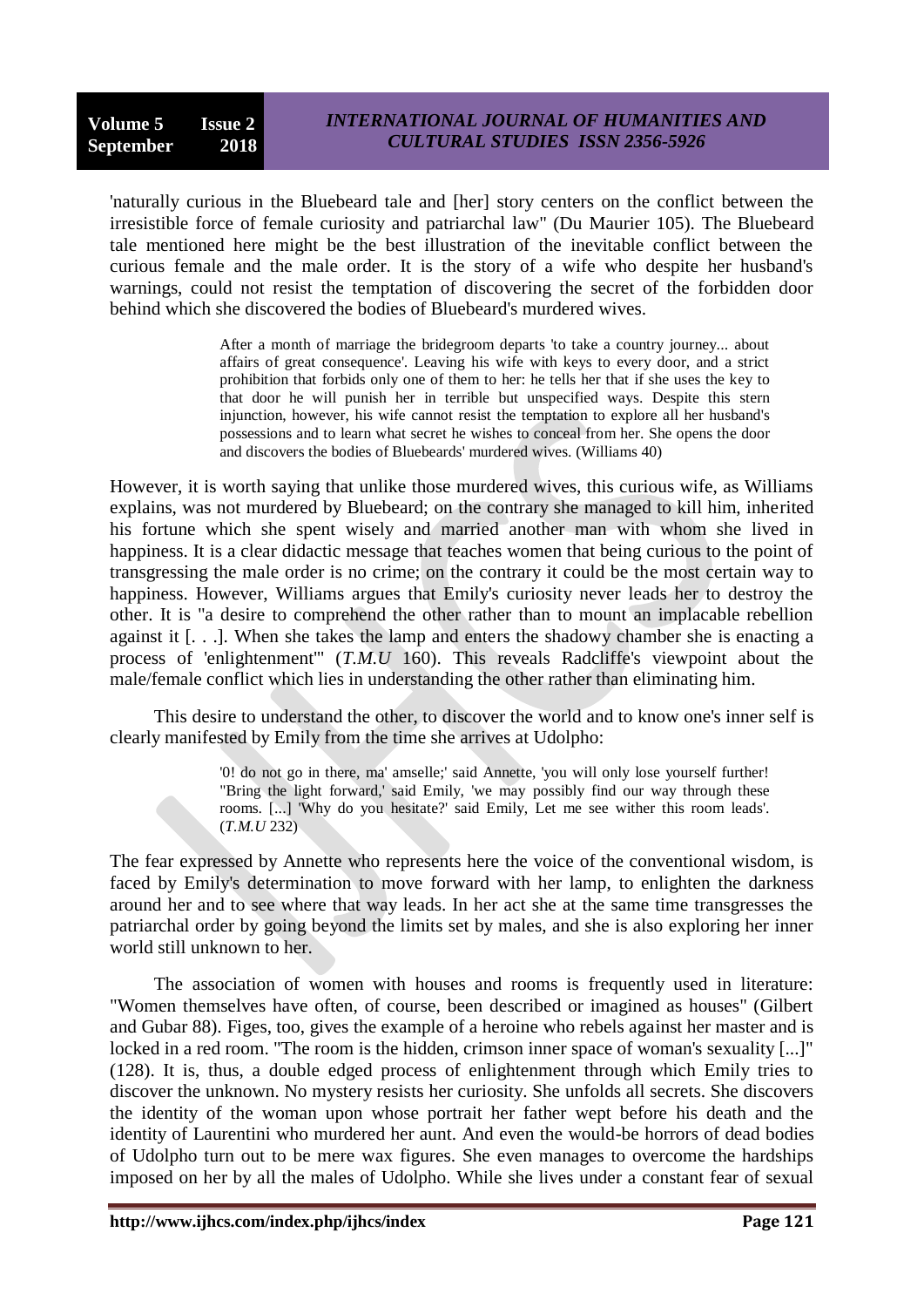'naturally curious in the Bluebeard tale and [her] story centers on the conflict between the irresistible force of female curiosity and patriarchal law" (Du Maurier 105). The Bluebeard tale mentioned here might be the best illustration of the inevitable conflict between the curious female and the male order. It is the story of a wife who despite her husband's warnings, could not resist the temptation of discovering the secret of the forbidden door behind which she discovered the bodies of Bluebeard's murdered wives.

> After a month of marriage the bridegroom departs 'to take a country journey... about affairs of great consequence'. Leaving his wife with keys to every door, and a strict prohibition that forbids only one of them to her: he tells her that if she uses the key to that door he will punish her in terrible but unspecified ways. Despite this stern injunction, however, his wife cannot resist the temptation to explore all her husband's possessions and to learn what secret he wishes to conceal from her. She opens the door and discovers the bodies of Bluebeards' murdered wives. (Williams 40)

However, it is worth saying that unlike those murdered wives, this curious wife, as Williams explains, was not murdered by Bluebeard; on the contrary she managed to kill him, inherited his fortune which she spent wisely and married another man with whom she lived in happiness. It is a clear didactic message that teaches women that being curious to the point of transgressing the male order is no crime; on the contrary it could be the most certain way to happiness. However, Williams argues that Emily's curiosity never leads her to destroy the other. It is "a desire to comprehend the other rather than to mount an implacable rebellion against it [. . .]. When she takes the lamp and enters the shadowy chamber she is enacting a process of 'enlightenment'" (*T.M.U* 160). This reveals Radcliffe's viewpoint about the male/female conflict which lies in understanding the other rather than eliminating him.

This desire to understand the other, to discover the world and to know one's inner self is clearly manifested by Emily from the time she arrives at Udolpho:

> '0! do not go in there, ma' amselle;' said Annette, 'you will only lose yourself further! "Bring the light forward,' said Emily, 'we may possibly find our way through these rooms. [...] 'Why do you hesitate?' said Emily, Let me see wither this room leads'. (*T.M.U* 232)

The fear expressed by Annette who represents here the voice of the conventional wisdom, is faced by Emily's determination to move forward with her lamp, to enlighten the darkness around her and to see where that way leads. In her act she at the same time transgresses the patriarchal order by going beyond the limits set by males, and she is also exploring her inner world still unknown to her.

The association of women with houses and rooms is frequently used in literature: "Women themselves have often, of course, been described or imagined as houses" (Gilbert and Gubar 88). Figes, too, gives the example of a heroine who rebels against her master and is locked in a red room. "The room is the hidden, crimson inner space of woman's sexuality [...]" (128). It is, thus, a double edged process of enlightenment through which Emily tries to discover the unknown. No mystery resists her curiosity. She unfolds all secrets. She discovers the identity of the woman upon whose portrait her father wept before his death and the identity of Laurentini who murdered her aunt. And even the would-be horrors of dead bodies of Udolpho turn out to be mere wax figures. She even manages to overcome the hardships imposed on her by all the males of Udolpho. While she lives under a constant fear of sexual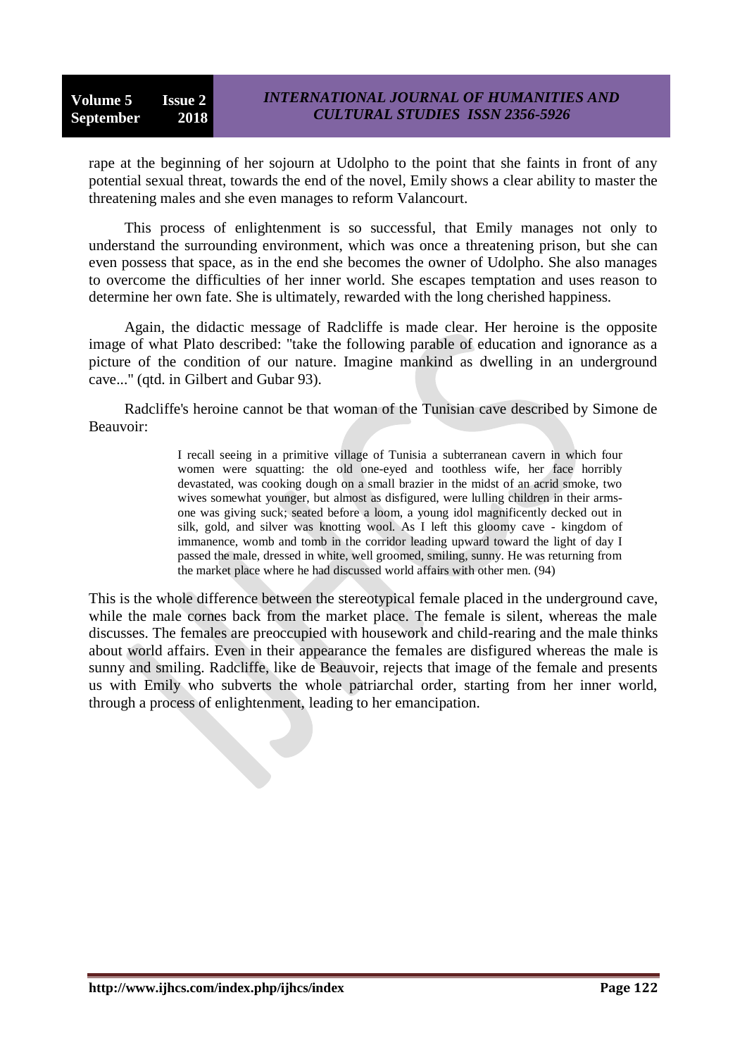rape at the beginning of her sojourn at Udolpho to the point that she faints in front of any potential sexual threat, towards the end of the novel, Emily shows a clear ability to master the threatening males and she even manages to reform Valancourt.

This process of enlightenment is so successful, that Emily manages not only to understand the surrounding environment, which was once a threatening prison, but she can even possess that space, as in the end she becomes the owner of Udolpho. She also manages to overcome the difficulties of her inner world. She escapes temptation and uses reason to determine her own fate. She is ultimately, rewarded with the long cherished happiness.

Again, the didactic message of Radcliffe is made clear. Her heroine is the opposite image of what Plato described: "take the following parable of education and ignorance as a picture of the condition of our nature. Imagine mankind as dwelling in an underground cave..." (qtd. in Gilbert and Gubar 93).

Radcliffe's heroine cannot be that woman of the Tunisian cave described by Simone de Beauvoir:

> I recall seeing in a primitive village of Tunisia a subterranean cavern in which four women were squatting: the old one-eyed and toothless wife, her face horribly devastated, was cooking dough on a small brazier in the midst of an acrid smoke, two wives somewhat younger, but almost as disfigured, were lulling children in their arms-one was giving suck; seated before a loom, a young idol magnificently decked out in silk, gold, and silver was knotting wool. As I left this gloomy cave - kingdom of immanence, womb and tomb in the corridor leading upward toward the light of day I passed the male, dressed in white, well groomed, smiling, sunny. He was returning from the market place where he had discussed world affairs with other men. (94)

This is the whole difference between the stereotypical female placed in the underground cave, while the male cornes back from the market place. The female is silent, whereas the male discusses. The females are preoccupied with housework and child-rearing and the male thinks about world affairs. Even in their appearance the females are disfigured whereas the male is sunny and smiling. Radcliffe, like de Beauvoir, rejects that image of the female and presents us with Emily who subverts the whole patriarchal order, starting from her inner world, through a process of enlightenment, leading to her emancipation.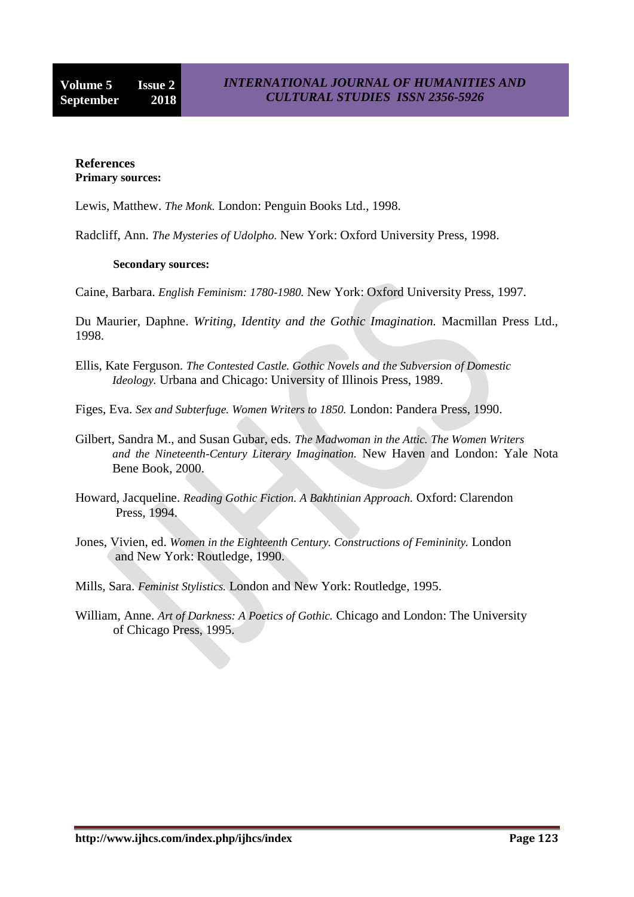**References**

**Primary sources:**

Lewis, Matthew. *The Monk.* London: Penguin Books Ltd., 1998.

Radcliff, Ann. *The Mysteries of Udolpho.* New York: Oxford University Press, 1998.

**Secondary sources:**

Caine, Barbara. *English Feminism: 1780-1980.* New York: Oxford University Press, 1997.

Du Maurier, Daphne. *Writing, Identity and the Gothic Imagination.* Macmillan Press Ltd., 1998.

Ellis, Kate Ferguson. *The Contested Castle. Gothic Novels and the Subversion of Domestic Ideology.* Urbana and Chicago: University of Illinois Press, 1989.

Figes, Eva. *Sex and Subterfuge. Women Writers to 1850.* London: Pandera Press, 1990.

Gilbert, Sandra M., and Susan Gubar, eds. *The Madwoman in the Attic. The Women Writers and the Nineteenth-Century Literary Imagination.* New Haven and London: Yale Nota Bene Book, 2000.

Howard, Jacqueline. *Reading Gothic Fiction. A Bakhtinian Approach.* Oxford: Clarendon Press, 1994.

Jones, Vivien, ed. *Women in the Eighteenth Century. Constructions of Femininity.* London and New York: Routledge, 1990.

Mills, Sara. *Feminist Stylistics.* London and New York: Routledge, 1995.

William, Anne. *Art of Darkness: A Poetics of Gothic.* Chicago and London: The University of Chicago Press, 1995.